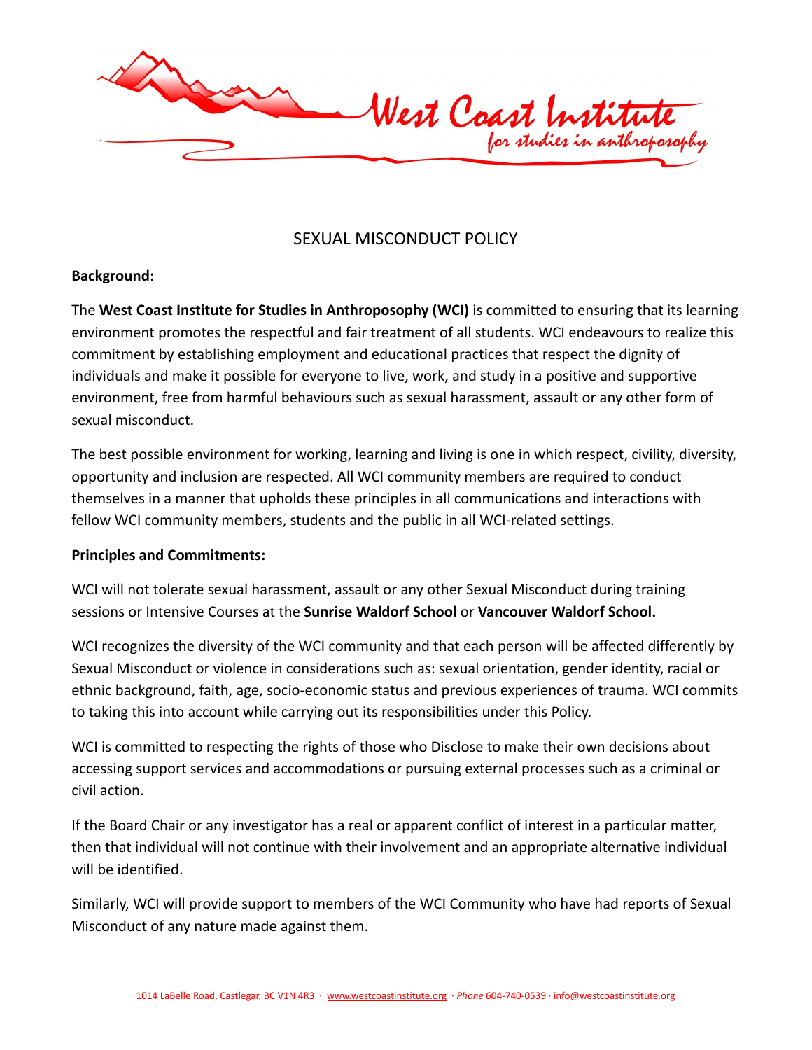# SEXUAL MISCONDUCT POLICY

**Background:**

The **West Coast Institute for Studies in Anthroposophy (WCI)** is committed to ensuring that its learning environment promotes the respectful and fair treatment of all students. WCI endeavours to realize this commitment by establishing employment and educational practices that respect the dignity of individuals and make it possible for everyone to live, work, and study in a positive and supportive environment, free from harmful behaviours such as sexual harassment, assault or any other form of sexual misconduct.

The best possible environment for working, learning and living is one in which respect, civility, diversity, opportunity and inclusion are respected. All WCI community members are required to conduct themselves in a manner that upholds these principles in all communications and interactions with fellow WCI community members, students and the public in all WCI-related settings.

**Principles and Commitments:**

WCI will not tolerate sexual harassment, assault or any other Sexual Misconduct during training sessions or Intensive Courses at the **Sunrise Waldorf School** or **Vancouver Waldorf School.**

WCI recognizes the diversity of the WCI community and that each person will be affected differently by Sexual Misconduct or violence in considerations such as: sexual orientation, gender identity, racial or ethnic background, faith, age, socio-economic status and previous experiences of trauma. WCI commits to taking this into account while carrying out its responsibilities under this Policy.

WCI is committed to respecting the rights of those who Disclose to make their own decisions about accessing support services and accommodations or pursuing external processes such as a criminal or civil action.

If the Board Chair or any investigator has a real or apparent conflict of interest in a particular matter, then that individual will not continue with their involvement and an appropriate alternative individual will be identified.

Similarly, WCI will provide support to members of the WCI Community who have had reports of Sexual Misconduct of any nature made against them.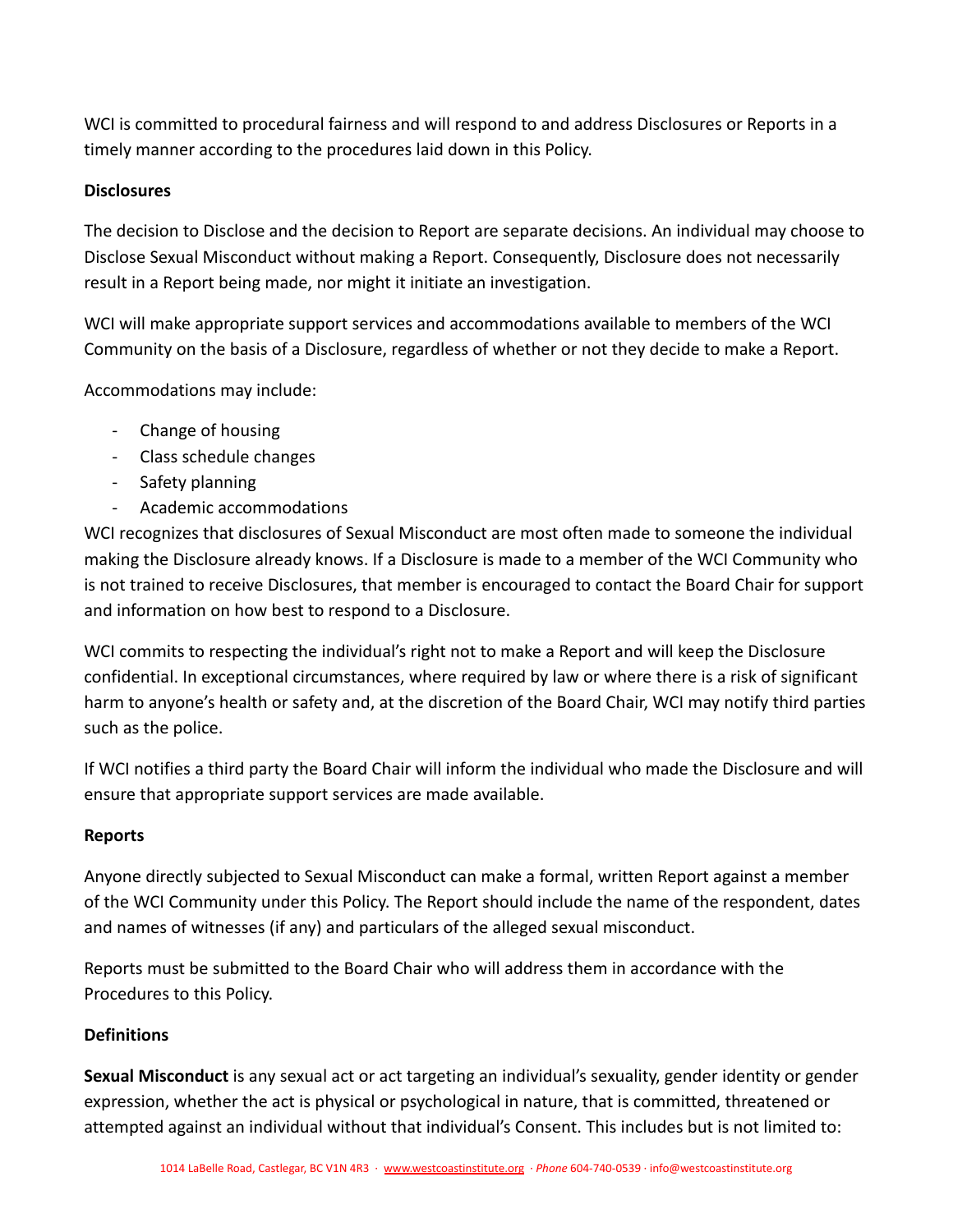WCI is committed to procedural fairness and will respond to and address Disclosures or Reports in a timely manner according to the procedures laid down in this Policy.

**Disclosures**

The decision to Disclose and the decision to Report are separate decisions. An individual may choose to Disclose Sexual Misconduct without making a Report. Consequently, Disclosure does not necessarily result in a Report being made, nor might it initiate an investigation.

WCI will make appropriate support services and accommodations available to members of the WCI Community on the basis of a Disclosure, regardless of whether or not they decide to make a Report.

Accommodations may include:

- Change of housing
- Class schedule changes
- Safety planning
- Academic accommodations

WCI recognizes that disclosures of Sexual Misconduct are most often made to someone the individual making the Disclosure already knows. If a Disclosure is made to a member of the WCI Community who is not trained to receive Disclosures, that member is encouraged to contact the Board Chair for support and information on how best to respond to a Disclosure.

WCI commits to respecting the individual's right not to make a Report and will keep the Disclosure confidential. In exceptional circumstances, where required by law or where there is a risk of significant harm to anyone's health or safety and, at the discretion of the Board Chair, WCI may notify third parties such as the police.

If WCI notifies a third party the Board Chair will inform the individual who made the Disclosure and will ensure that appropriate support services are made available.

**Reports**

Anyone directly subjected to Sexual Misconduct can make a formal, written Report against a member of the WCI Community under this Policy. The Report should include the name of the respondent, dates and names of witnesses (if any) and particulars of the alleged sexual misconduct.

Reports must be submitted to the Board Chair who will address them in accordance with the Procedures to this Policy.

**Definitions**

**Sexual Misconduct** is any sexual act or act targeting an individual's sexuality, gender identity or gender expression, whether the act is physical or psychological in nature, that is committed, threatened or attempted against an individual without that individual's Consent. This includes but is not limited to: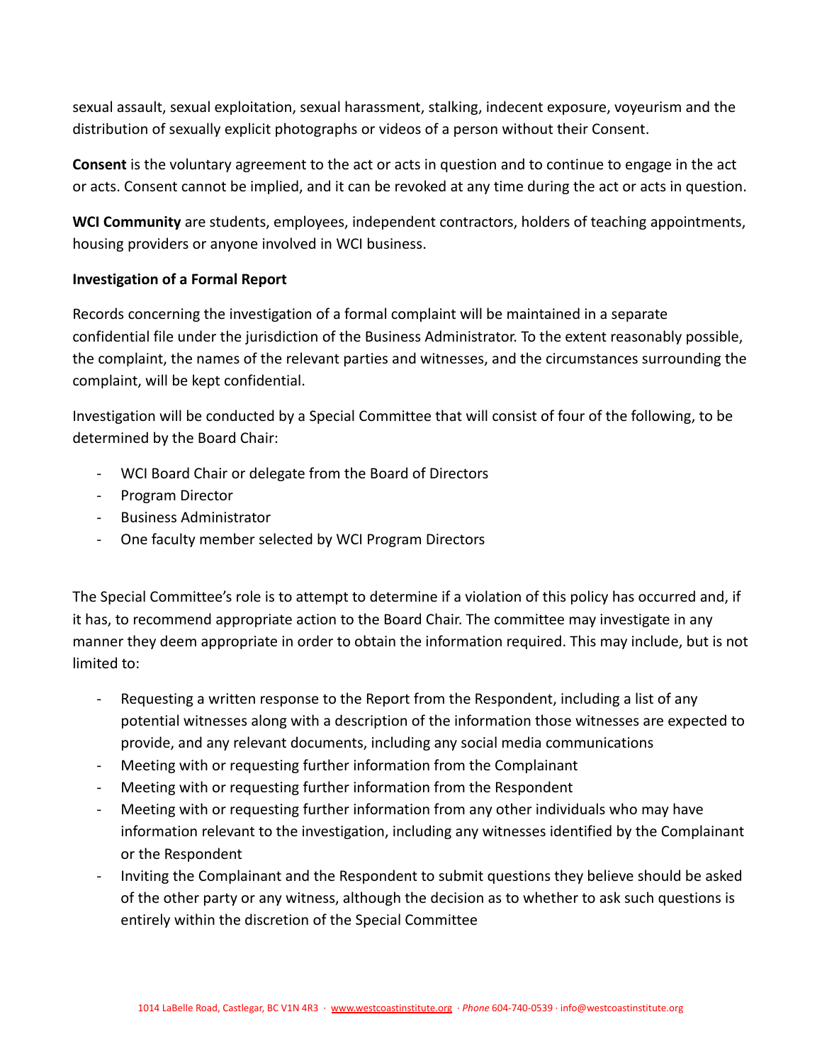sexual assault, sexual exploitation, sexual harassment, stalking, indecent exposure, voyeurism and the distribution of sexually explicit photographs or videos of a person without their Consent.

**Consent** is the voluntary agreement to the act or acts in question and to continue to engage in the act or acts. Consent cannot be implied, and it can be revoked at any time during the act or acts in question.

**WCI Community** are students, employees, independent contractors, holders of teaching appointments, housing providers or anyone involved in WCI business.

**Investigation of a Formal Report**

Records concerning the investigation of a formal complaint will be maintained in a separate confidential file under the jurisdiction of the Business Administrator. To the extent reasonably possible, the complaint, the names of the relevant parties and witnesses, and the circumstances surrounding the complaint, will be kept confidential.

Investigation will be conducted by a Special Committee that will consist of four of the following, to be determined by the Board Chair:

- WCI Board Chair or delegate from the Board of Directors
- Program Director
- Business Administrator
- One faculty member selected by WCI Program Directors

The Special Committee's role is to attempt to determine if a violation of this policy has occurred and, if it has, to recommend appropriate action to the Board Chair. The committee may investigate in any manner they deem appropriate in order to obtain the information required. This may include, but is not limited to:

- Requesting a written response to the Report from the Respondent, including a list of any potential witnesses along with a description of the information those witnesses are expected to provide, and any relevant documents, including any social media communications
- Meeting with or requesting further information from the Complainant
- Meeting with or requesting further information from the Respondent
- Meeting with or requesting further information from any other individuals who may have information relevant to the investigation, including any witnesses identified by the Complainant or the Respondent
- Inviting the Complainant and the Respondent to submit questions they believe should be asked of the other party or any witness, although the decision as to whether to ask such questions is entirely within the discretion of the Special Committee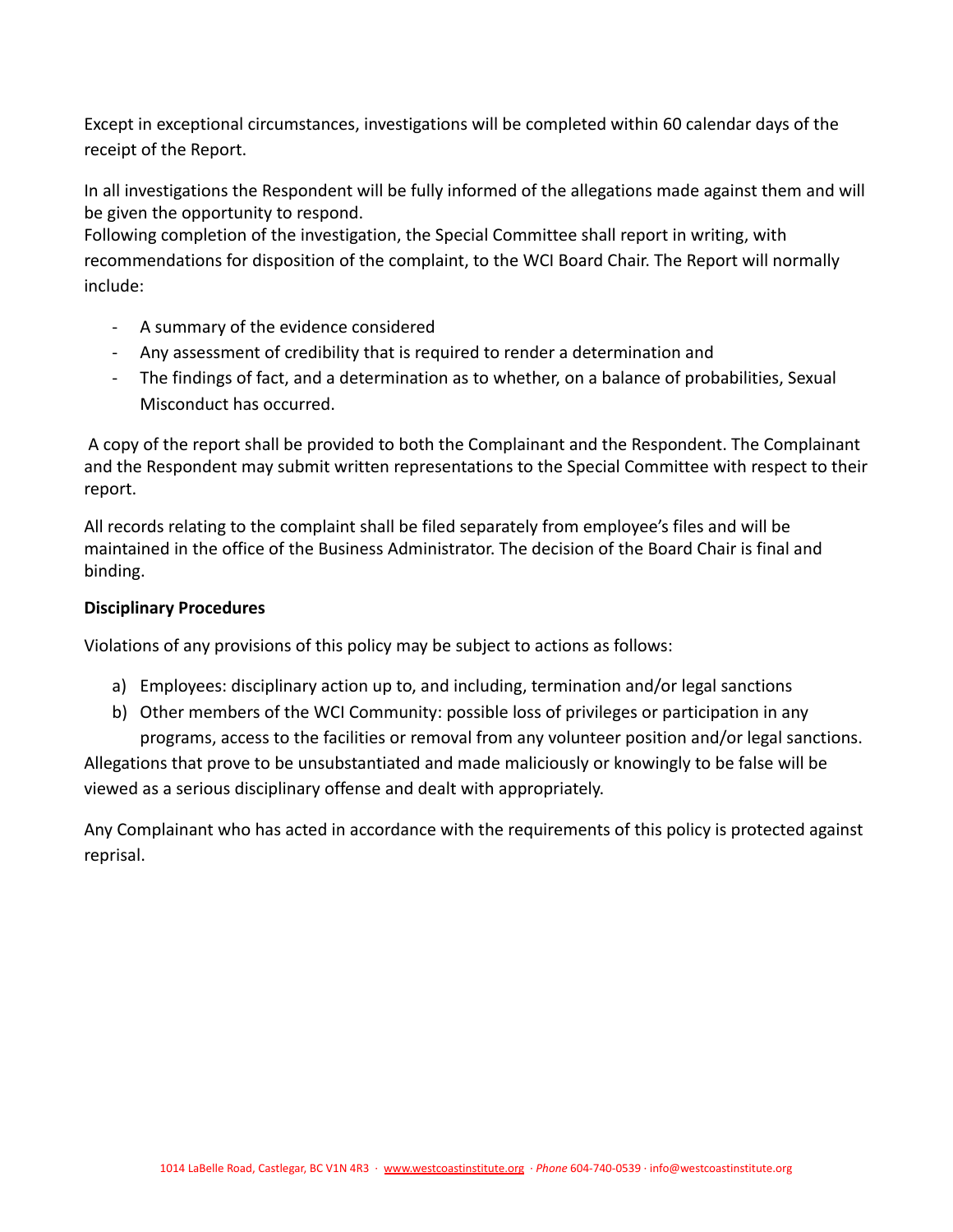Except in exceptional circumstances, investigations will be completed within 60 calendar days of the receipt of the Report.

In all investigations the Respondent will be fully informed of the allegations made against them and will be given the opportunity to respond.
Following completion of the investigation, the Special Committee shall report in writing, with recommendations for disposition of the complaint, to the WCI Board Chair. The Report will normally include:

- A summary of the evidence considered
- Any assessment of credibility that is required to render a determination and
- The findings of fact, and a determination as to whether, on a balance of probabilities, Sexual Misconduct has occurred.

A copy of the report shall be provided to both the Complainant and the Respondent. The Complainant and the Respondent may submit written representations to the Special Committee with respect to their report.

All records relating to the complaint shall be filed separately from employee's files and will be maintained in the office of the Business Administrator. The decision of the Board Chair is final and binding.

**Disciplinary Procedures**

Violations of any provisions of this policy may be subject to actions as follows:

a) Employees: disciplinary action up to, and including, termination and/or legal sanctions
b) Other members of the WCI Community: possible loss of privileges or participation in any programs, access to the facilities or removal from any volunteer position and/or legal sanctions.

Allegations that prove to be unsubstantiated and made maliciously or knowingly to be false will be viewed as a serious disciplinary offense and dealt with appropriately.

Any Complainant who has acted in accordance with the requirements of this policy is protected against reprisal.